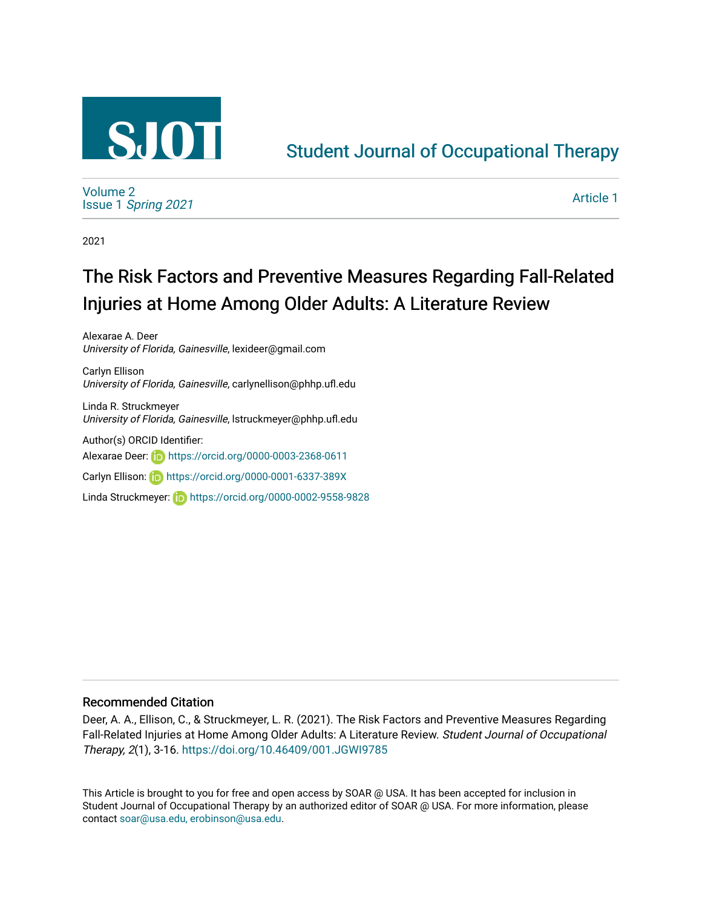# Student Journal of Occupational Therapy

Volume 2
Issue 1 *Spring 2021*

Article 1

2021

# The Risk Factors and Preventive Measures Regarding Fall-Related Injuries at Home Among Older Adults: A Literature Review

Alexarae A. Deer
*University of Florida, Gainesville*, lexideer@gmail.com

Carlyn Ellison
*University of Florida, Gainesville*, carlynellison@phhp.ufl.edu

Linda R. Struckmeyer
*University of Florida, Gainesville*, lstruckmeyer@phhp.ufl.edu

Author(s) ORCID Identifier:

Alexarae Deer: https://orcid.org/0000-0003-2368-0611

Carlyn Ellison: https://orcid.org/0000-0001-6337-389X

Linda Struckmeyer: https://orcid.org/0000-0002-9558-9828

## Recommended Citation

Deer, A. A., Ellison, C., & Struckmeyer, L. R. (2021). The Risk Factors and Preventive Measures Regarding Fall-Related Injuries at Home Among Older Adults: A Literature Review. *Student Journal of Occupational Therapy, 2*(1), 3-16. https://doi.org/10.46409/001.JGWI9785

This Article is brought to you for free and open access by SOAR @ USA. It has been accepted for inclusion in Student Journal of Occupational Therapy by an authorized editor of SOAR @ USA. For more information, please contact soar@usa.edu, erobinson@usa.edu.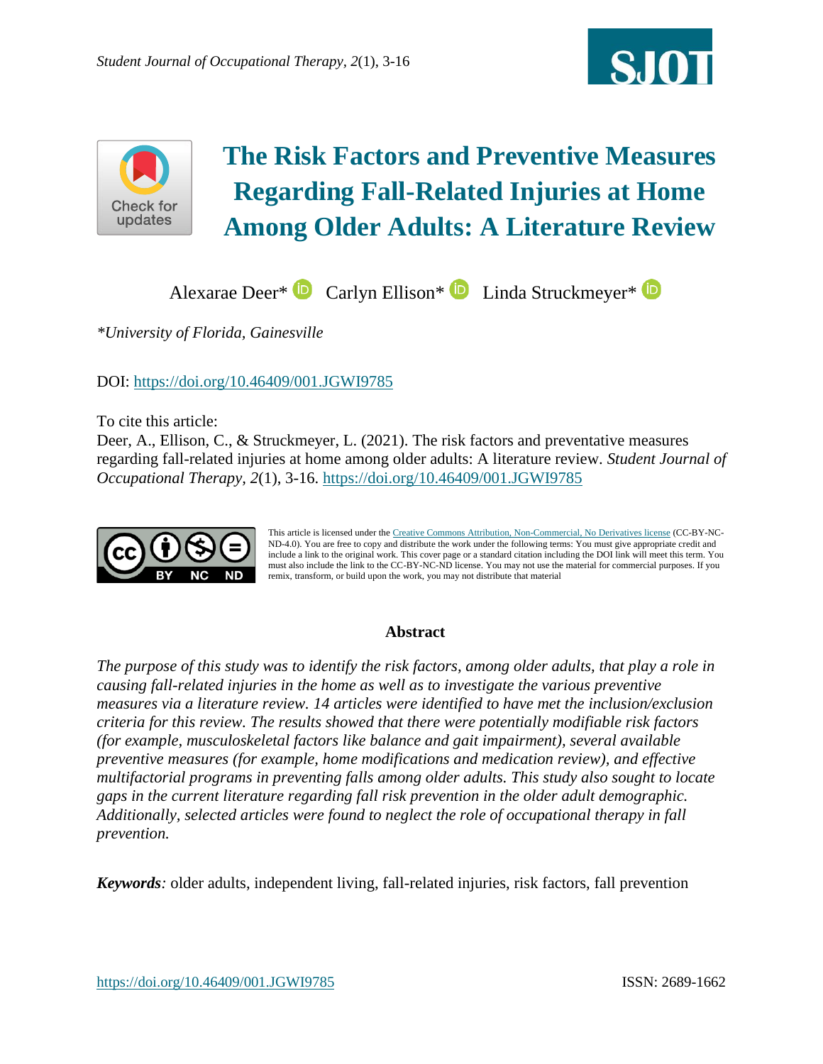# The Risk Factors and Preventive Measures Regarding Fall-Related Injuries at Home Among Older Adults: A Literature Review

Alexarae Deer* Carlyn Ellison* Linda Struckmeyer*

*\*University of Florida, Gainesville*

DOI: https://doi.org/10.46409/001.JGWI9785

To cite this article:
Deer, A., Ellison, C., & Struckmeyer, L. (2021). The risk factors and preventative measures regarding fall-related injuries at home among older adults: A literature review. *Student Journal of Occupational Therapy*, *2*(1), 3-16. https://doi.org/10.46409/001.JGWI9785

This article is licensed under the Creative Commons Attribution, Non-Commercial, No Derivatives license (CC-BY-NC-ND-4.0). You are free to copy and distribute the work under the following terms: You must give appropriate credit and include a link to the original work. This cover page or a standard citation including the DOI link will meet this term. You must also include the link to the CC-BY-NC-ND license. You may not use the material for commercial purposes. If you remix, transform, or build upon the work, you may not distribute that material

## Abstract

*The purpose of this study was to identify the risk factors, among older adults, that play a role in causing fall-related injuries in the home as well as to investigate the various preventive measures via a literature review. 14 articles were identified to have met the inclusion/exclusion criteria for this review. The results showed that there were potentially modifiable risk factors (for example, musculoskeletal factors like balance and gait impairment), several available preventive measures (for example, home modifications and medication review), and effective multifactorial programs in preventing falls among older adults. This study also sought to locate gaps in the current literature regarding fall risk prevention in the older adult demographic. Additionally, selected articles were found to neglect the role of occupational therapy in fall prevention.*

***Keywords****:* older adults, independent living, fall-related injuries, risk factors, fall prevention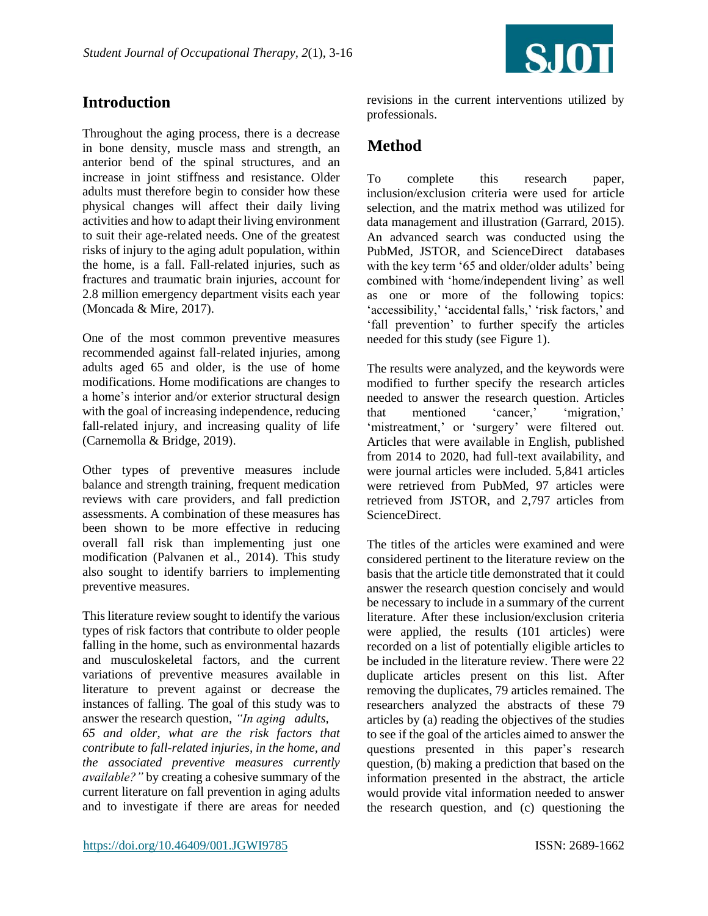## Introduction

Throughout the aging process, there is a decrease in bone density, muscle mass and strength, an anterior bend of the spinal structures, and an increase in joint stiffness and resistance. Older adults must therefore begin to consider how these physical changes will affect their daily living activities and how to adapt their living environment to suit their age-related needs. One of the greatest risks of injury to the aging adult population, within the home, is a fall. Fall-related injuries, such as fractures and traumatic brain injuries, account for 2.8 million emergency department visits each year (Moncada & Mire, 2017).

One of the most common preventive measures recommended against fall-related injuries, among adults aged 65 and older, is the use of home modifications. Home modifications are changes to a home's interior and/or exterior structural design with the goal of increasing independence, reducing fall-related injury, and increasing quality of life (Carnemolla & Bridge, 2019).

Other types of preventive measures include balance and strength training, frequent medication reviews with care providers, and fall prediction assessments. A combination of these measures has been shown to be more effective in reducing overall fall risk than implementing just one modification (Palvanen et al., 2014). This study also sought to identify barriers to implementing preventive measures.

This literature review sought to identify the various types of risk factors that contribute to older people falling in the home, such as environmental hazards and musculoskeletal factors, and the current variations of preventive measures available in literature to prevent against or decrease the instances of falling. The goal of this study was to answer the research question, *"In aging adults, 65 and older, what are the risk factors that contribute to fall-related injuries, in the home, and the associated preventive measures currently available?"* by creating a cohesive summary of the current literature on fall prevention in aging adults and to investigate if there are areas for needed revisions in the current interventions utilized by professionals.

## Method

To complete this research paper, inclusion/exclusion criteria were used for article selection, and the matrix method was utilized for data management and illustration (Garrard, 2015). An advanced search was conducted using the PubMed, JSTOR, and ScienceDirect databases with the key term '65 and older/older adults' being combined with 'home/independent living' as well as one or more of the following topics: 'accessibility,' 'accidental falls,' 'risk factors,' and 'fall prevention' to further specify the articles needed for this study (see Figure 1).

The results were analyzed, and the keywords were modified to further specify the research articles needed to answer the research question. Articles that mentioned 'cancer,' 'migration,' 'mistreatment,' or 'surgery' were filtered out. Articles that were available in English, published from 2014 to 2020, had full-text availability, and were journal articles were included. 5,841 articles were retrieved from PubMed, 97 articles were retrieved from JSTOR, and 2,797 articles from ScienceDirect.

The titles of the articles were examined and were considered pertinent to the literature review on the basis that the article title demonstrated that it could answer the research question concisely and would be necessary to include in a summary of the current literature. After these inclusion/exclusion criteria were applied, the results (101 articles) were recorded on a list of potentially eligible articles to be included in the literature review. There were 22 duplicate articles present on this list. After removing the duplicates, 79 articles remained. The researchers analyzed the abstracts of these 79 articles by (a) reading the objectives of the studies to see if the goal of the articles aimed to answer the questions presented in this paper's research question, (b) making a prediction that based on the information presented in the abstract, the article would provide vital information needed to answer the research question, and (c) questioning the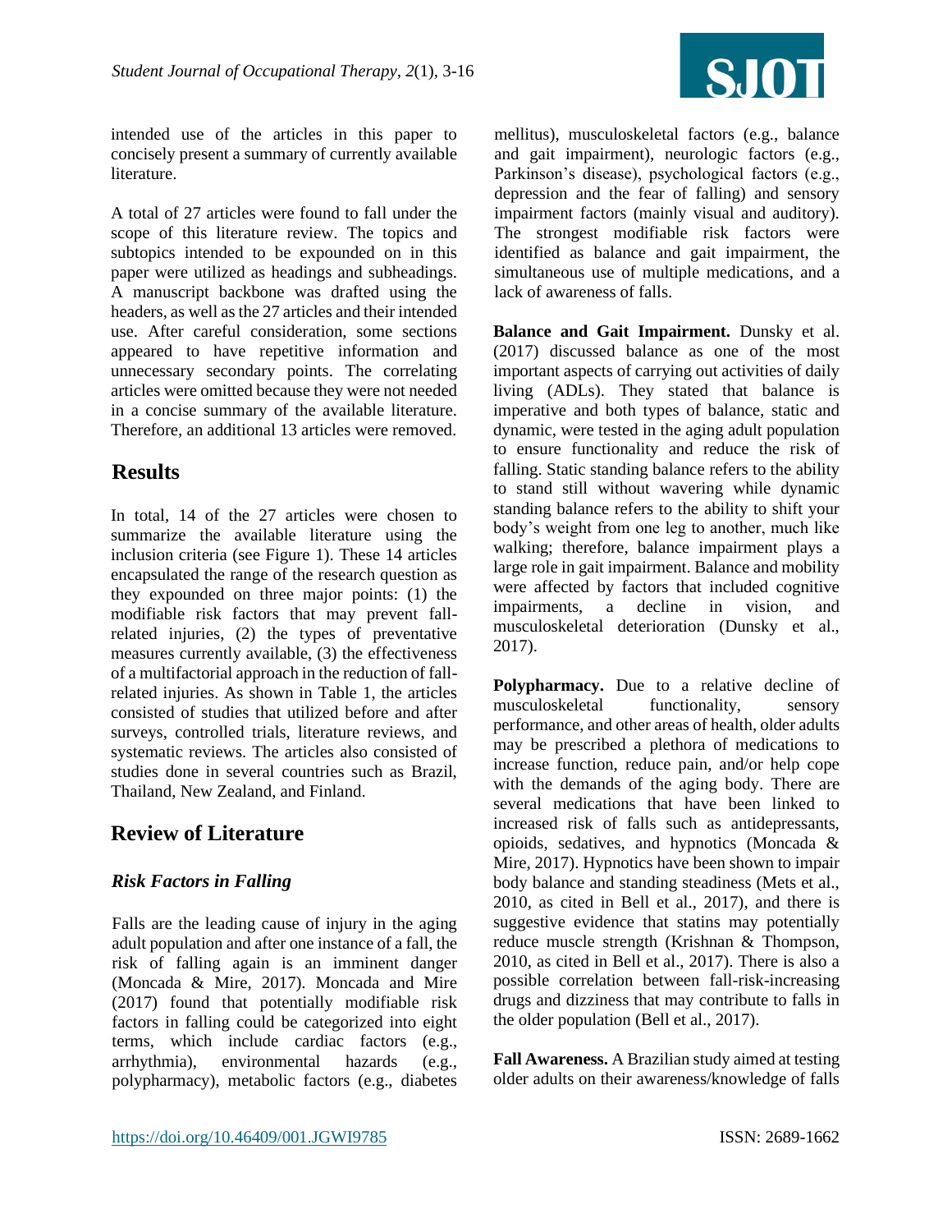intended use of the articles in this paper to concisely present a summary of currently available literature.

A total of 27 articles were found to fall under the scope of this literature review. The topics and subtopics intended to be expounded on in this paper were utilized as headings and subheadings. A manuscript backbone was drafted using the headers, as well as the 27 articles and their intended use. After careful consideration, some sections appeared to have repetitive information and unnecessary secondary points. The correlating articles were omitted because they were not needed in a concise summary of the available literature. Therefore, an additional 13 articles were removed.

## Results

In total, 14 of the 27 articles were chosen to summarize the available literature using the inclusion criteria (see Figure 1). These 14 articles encapsulated the range of the research question as they expounded on three major points: (1) the modifiable risk factors that may prevent fall-related injuries, (2) the types of preventative measures currently available, (3) the effectiveness of a multifactorial approach in the reduction of fall-related injuries. As shown in Table 1, the articles consisted of studies that utilized before and after surveys, controlled trials, literature reviews, and systematic reviews. The articles also consisted of studies done in several countries such as Brazil, Thailand, New Zealand, and Finland.

## Review of Literature

### *Risk Factors in Falling*

Falls are the leading cause of injury in the aging adult population and after one instance of a fall, the risk of falling again is an imminent danger (Moncada & Mire, 2017). Moncada and Mire (2017) found that potentially modifiable risk factors in falling could be categorized into eight terms, which include cardiac factors (e.g., arrhythmia), environmental hazards (e.g., polypharmacy), metabolic factors (e.g., diabetes mellitus), musculoskeletal factors (e.g., balance and gait impairment), neurologic factors (e.g., Parkinson's disease), psychological factors (e.g., depression and the fear of falling) and sensory impairment factors (mainly visual and auditory). The strongest modifiable risk factors were identified as balance and gait impairment, the simultaneous use of multiple medications, and a lack of awareness of falls.

**Balance and Gait Impairment.** Dunsky et al. (2017) discussed balance as one of the most important aspects of carrying out activities of daily living (ADLs). They stated that balance is imperative and both types of balance, static and dynamic, were tested in the aging adult population to ensure functionality and reduce the risk of falling. Static standing balance refers to the ability to stand still without wavering while dynamic standing balance refers to the ability to shift your body's weight from one leg to another, much like walking; therefore, balance impairment plays a large role in gait impairment. Balance and mobility were affected by factors that included cognitive impairments, a decline in vision, and musculoskeletal deterioration (Dunsky et al., 2017).

**Polypharmacy.** Due to a relative decline of musculoskeletal functionality, sensory performance, and other areas of health, older adults may be prescribed a plethora of medications to increase function, reduce pain, and/or help cope with the demands of the aging body. There are several medications that have been linked to increased risk of falls such as antidepressants, opioids, sedatives, and hypnotics (Moncada & Mire, 2017). Hypnotics have been shown to impair body balance and standing steadiness (Mets et al., 2010, as cited in Bell et al., 2017), and there is suggestive evidence that statins may potentially reduce muscle strength (Krishnan & Thompson, 2010, as cited in Bell et al., 2017). There is also a possible correlation between fall-risk-increasing drugs and dizziness that may contribute to falls in the older population (Bell et al., 2017).

**Fall Awareness.** A Brazilian study aimed at testing older adults on their awareness/knowledge of falls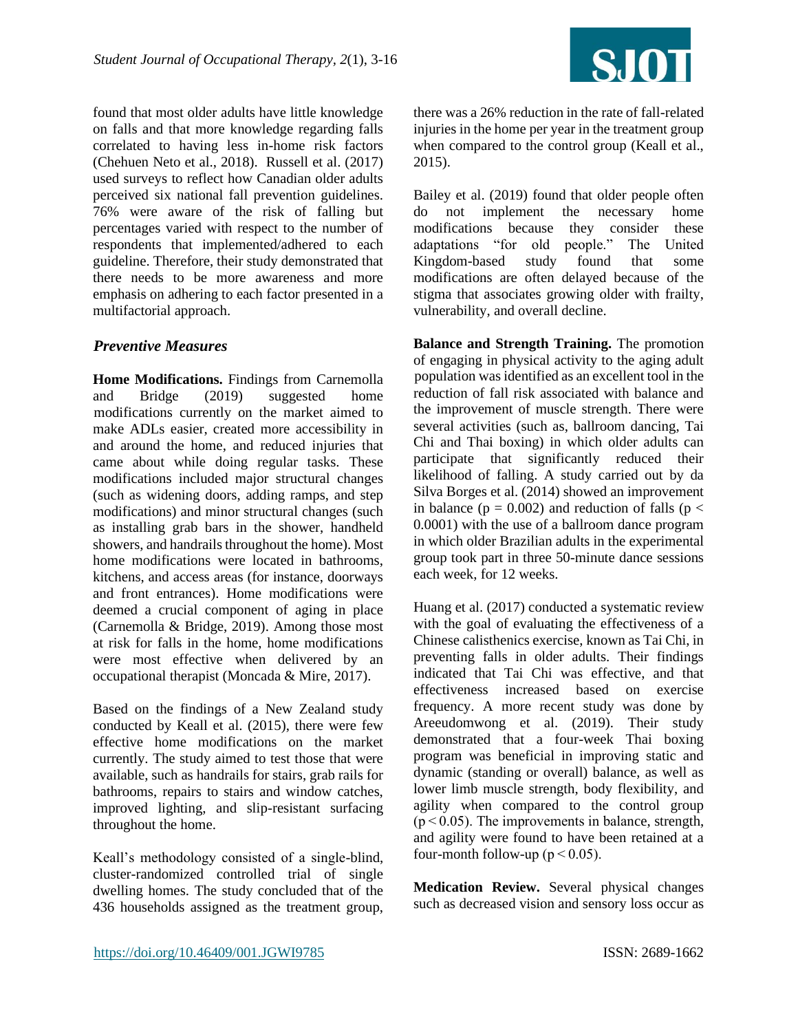found that most older adults have little knowledge on falls and that more knowledge regarding falls correlated to having less in-home risk factors (Chehuen Neto et al., 2018). Russell et al. (2017) used surveys to reflect how Canadian older adults perceived six national fall prevention guidelines. 76% were aware of the risk of falling but percentages varied with respect to the number of respondents that implemented/adhered to each guideline. Therefore, their study demonstrated that there needs to be more awareness and more emphasis on adhering to each factor presented in a multifactorial approach.

### *Preventive Measures*

**Home Modifications.** Findings from Carnemolla and Bridge (2019) suggested home modifications currently on the market aimed to make ADLs easier, created more accessibility in and around the home, and reduced injuries that came about while doing regular tasks. These modifications included major structural changes (such as widening doors, adding ramps, and step modifications) and minor structural changes (such as installing grab bars in the shower, handheld showers, and handrails throughout the home). Most home modifications were located in bathrooms, kitchens, and access areas (for instance, doorways and front entrances). Home modifications were deemed a crucial component of aging in place (Carnemolla & Bridge, 2019). Among those most at risk for falls in the home, home modifications were most effective when delivered by an occupational therapist (Moncada & Mire, 2017).

Based on the findings of a New Zealand study conducted by Keall et al. (2015), there were few effective home modifications on the market currently. The study aimed to test those that were available, such as handrails for stairs, grab rails for bathrooms, repairs to stairs and window catches, improved lighting, and slip-resistant surfacing throughout the home.

Keall's methodology consisted of a single-blind, cluster-randomized controlled trial of single dwelling homes. The study concluded that of the 436 households assigned as the treatment group, there was a 26% reduction in the rate of fall-related injuries in the home per year in the treatment group when compared to the control group (Keall et al., 2015).

Bailey et al. (2019) found that older people often do not implement the necessary home modifications because they consider these adaptations "for old people." The United Kingdom-based study found that some modifications are often delayed because of the stigma that associates growing older with frailty, vulnerability, and overall decline.

**Balance and Strength Training.** The promotion of engaging in physical activity to the aging adult population was identified as an excellent tool in the reduction of fall risk associated with balance and the improvement of muscle strength. There were several activities (such as, ballroom dancing, Tai Chi and Thai boxing) in which older adults can participate that significantly reduced their likelihood of falling. A study carried out by da Silva Borges et al. (2014) showed an improvement in balance ($p = 0.002$) and reduction of falls ($p < 0.0001$) with the use of a ballroom dance program in which older Brazilian adults in the experimental group took part in three 50-minute dance sessions each week, for 12 weeks.

Huang et al. (2017) conducted a systematic review with the goal of evaluating the effectiveness of a Chinese calisthenics exercise, known as Tai Chi, in preventing falls in older adults. Their findings indicated that Tai Chi was effective, and that effectiveness increased based on exercise frequency. A more recent study was done by Areeudomwong et al. (2019). Their study demonstrated that a four-week Thai boxing program was beneficial in improving static and dynamic (standing or overall) balance, as well as lower limb muscle strength, body flexibility, and agility when compared to the control group ($p < 0.05$). The improvements in balance, strength, and agility were found to have been retained at a four-month follow-up ($p < 0.05$).

**Medication Review.** Several physical changes such as decreased vision and sensory loss occur as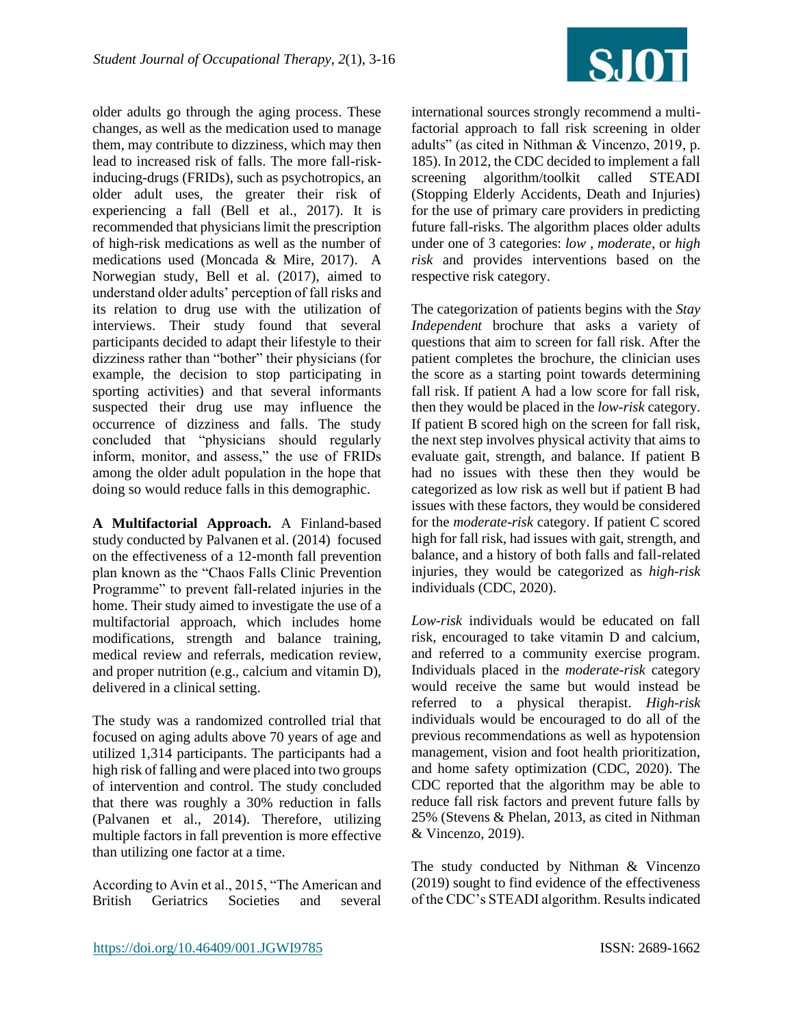older adults go through the aging process. These changes, as well as the medication used to manage them, may contribute to dizziness, which may then lead to increased risk of falls. The more fall-risk-inducing-drugs (FRIDs), such as psychotropics, an older adult uses, the greater their risk of experiencing a fall (Bell et al., 2017). It is recommended that physicians limit the prescription of high-risk medications as well as the number of medications used (Moncada & Mire, 2017). A Norwegian study, Bell et al. (2017), aimed to understand older adults' perception of fall risks and its relation to drug use with the utilization of interviews. Their study found that several participants decided to adapt their lifestyle to their dizziness rather than "bother" their physicians (for example, the decision to stop participating in sporting activities) and that several informants suspected their drug use may influence the occurrence of dizziness and falls. The study concluded that "physicians should regularly inform, monitor, and assess," the use of FRIDs among the older adult population in the hope that doing so would reduce falls in this demographic.

**A Multifactorial Approach.** A Finland-based study conducted by Palvanen et al. (2014) focused on the effectiveness of a 12-month fall prevention plan known as the "Chaos Falls Clinic Prevention Programme" to prevent fall-related injuries in the home. Their study aimed to investigate the use of a multifactorial approach, which includes home modifications, strength and balance training, medical review and referrals, medication review, and proper nutrition (e.g., calcium and vitamin D), delivered in a clinical setting.

The study was a randomized controlled trial that focused on aging adults above 70 years of age and utilized 1,314 participants. The participants had a high risk of falling and were placed into two groups of intervention and control. The study concluded that there was roughly a 30% reduction in falls (Palvanen et al., 2014). Therefore, utilizing multiple factors in fall prevention is more effective than utilizing one factor at a time.

According to Avin et al., 2015, "The American and British Geriatrics Societies and several international sources strongly recommend a multi-factorial approach to fall risk screening in older adults" (as cited in Nithman & Vincenzo, 2019, p. 185). In 2012, the CDC decided to implement a fall screening algorithm/toolkit called STEADI (Stopping Elderly Accidents, Death and Injuries) for the use of primary care providers in predicting future fall-risks. The algorithm places older adults under one of 3 categories: *low* , *moderate*, or *high risk* and provides interventions based on the respective risk category.

The categorization of patients begins with the *Stay Independent* brochure that asks a variety of questions that aim to screen for fall risk. After the patient completes the brochure, the clinician uses the score as a starting point towards determining fall risk. If patient A had a low score for fall risk, then they would be placed in the *low-risk* category. If patient B scored high on the screen for fall risk, the next step involves physical activity that aims to evaluate gait, strength, and balance. If patient B had no issues with these then they would be categorized as low risk as well but if patient B had issues with these factors, they would be considered for the *moderate-risk* category. If patient C scored high for fall risk, had issues with gait, strength, and balance, and a history of both falls and fall-related injuries, they would be categorized as *high-risk* individuals (CDC, 2020).

*Low-risk* individuals would be educated on fall risk, encouraged to take vitamin D and calcium, and referred to a community exercise program. Individuals placed in the *moderate-risk* category would receive the same but would instead be referred to a physical therapist. *High-risk* individuals would be encouraged to do all of the previous recommendations as well as hypotension management, vision and foot health prioritization, and home safety optimization (CDC, 2020). The CDC reported that the algorithm may be able to reduce fall risk factors and prevent future falls by 25% (Stevens & Phelan, 2013, as cited in Nithman & Vincenzo, 2019).

The study conducted by Nithman & Vincenzo (2019) sought to find evidence of the effectiveness of the CDC's STEADI algorithm. Results indicated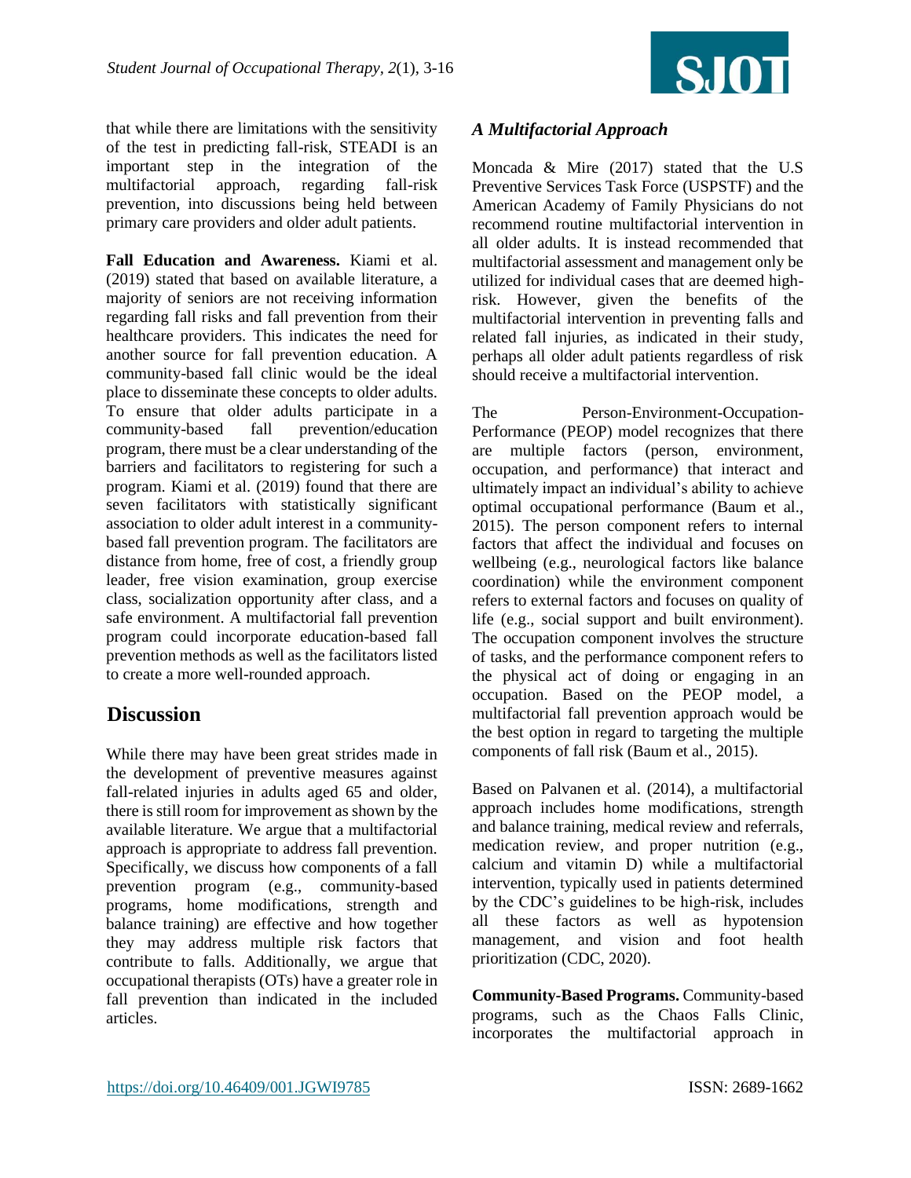that while there are limitations with the sensitivity of the test in predicting fall-risk, STEADI is an important step in the integration of the multifactorial approach, regarding fall-risk prevention, into discussions being held between primary care providers and older adult patients.

**Fall Education and Awareness.** Kiami et al. (2019) stated that based on available literature, a majority of seniors are not receiving information regarding fall risks and fall prevention from their healthcare providers. This indicates the need for another source for fall prevention education. A community-based fall clinic would be the ideal place to disseminate these concepts to older adults. To ensure that older adults participate in a community-based fall prevention/education program, there must be a clear understanding of the barriers and facilitators to registering for such a program. Kiami et al. (2019) found that there are seven facilitators with statistically significant association to older adult interest in a community-based fall prevention program. The facilitators are distance from home, free of cost, a friendly group leader, free vision examination, group exercise class, socialization opportunity after class, and a safe environment. A multifactorial fall prevention program could incorporate education-based fall prevention methods as well as the facilitators listed to create a more well-rounded approach.

## Discussion

While there may have been great strides made in the development of preventive measures against fall-related injuries in adults aged 65 and older, there is still room for improvement as shown by the available literature. We argue that a multifactorial approach is appropriate to address fall prevention. Specifically, we discuss how components of a fall prevention program (e.g., community-based programs, home modifications, strength and balance training) are effective and how together they may address multiple risk factors that contribute to falls. Additionally, we argue that occupational therapists (OTs) have a greater role in fall prevention than indicated in the included articles.

### *A Multifactorial Approach*

Moncada & Mire (2017) stated that the U.S Preventive Services Task Force (USPSTF) and the American Academy of Family Physicians do not recommend routine multifactorial intervention in all older adults. It is instead recommended that multifactorial assessment and management only be utilized for individual cases that are deemed high-risk. However, given the benefits of the multifactorial intervention in preventing falls and related fall injuries, as indicated in their study, perhaps all older adult patients regardless of risk should receive a multifactorial intervention.

The Person-Environment-Occupation-Performance (PEOP) model recognizes that there are multiple factors (person, environment, occupation, and performance) that interact and ultimately impact an individual's ability to achieve optimal occupational performance (Baum et al., 2015). The person component refers to internal factors that affect the individual and focuses on wellbeing (e.g., neurological factors like balance coordination) while the environment component refers to external factors and focuses on quality of life (e.g., social support and built environment). The occupation component involves the structure of tasks, and the performance component refers to the physical act of doing or engaging in an occupation. Based on the PEOP model, a multifactorial fall prevention approach would be the best option in regard to targeting the multiple components of fall risk (Baum et al., 2015).

Based on Palvanen et al. (2014), a multifactorial approach includes home modifications, strength and balance training, medical review and referrals, medication review, and proper nutrition (e.g., calcium and vitamin D) while a multifactorial intervention, typically used in patients determined by the CDC's guidelines to be high-risk, includes all these factors as well as hypotension management, and vision and foot health prioritization (CDC, 2020).

**Community-Based Programs.** Community-based programs, such as the Chaos Falls Clinic, incorporates the multifactorial approach in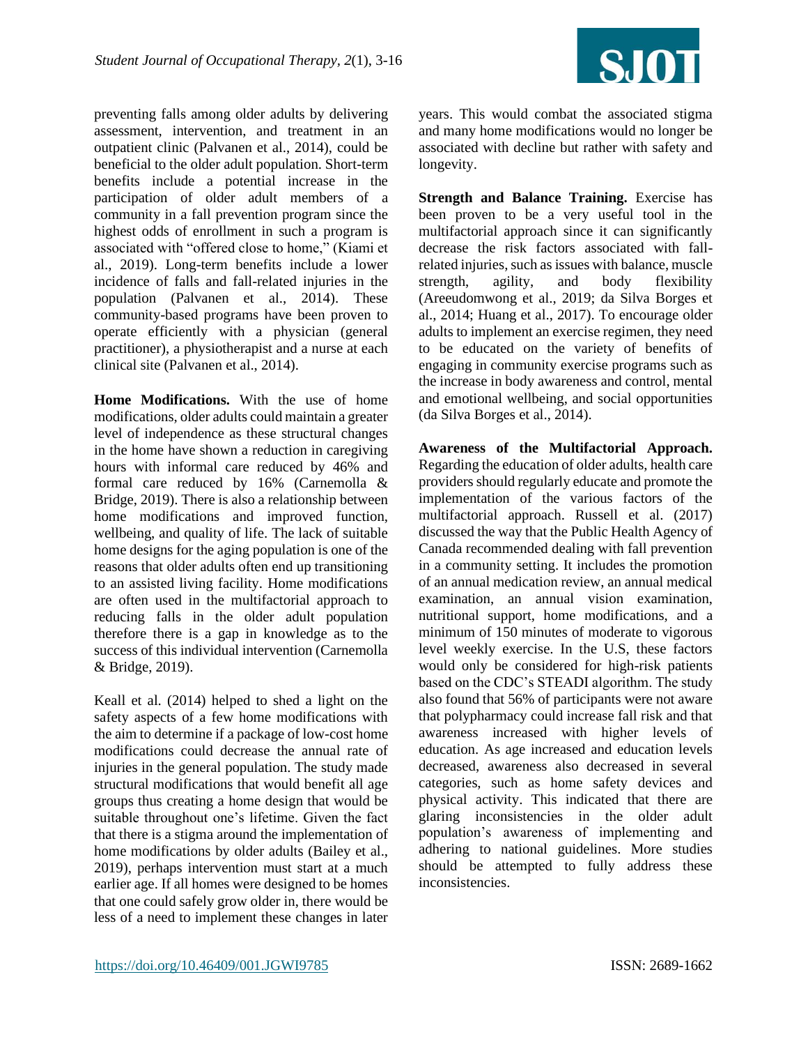preventing falls among older adults by delivering assessment, intervention, and treatment in an outpatient clinic (Palvanen et al., 2014), could be beneficial to the older adult population. Short-term benefits include a potential increase in the participation of older adult members of a community in a fall prevention program since the highest odds of enrollment in such a program is associated with "offered close to home," (Kiami et al., 2019). Long-term benefits include a lower incidence of falls and fall-related injuries in the population (Palvanen et al., 2014). These community-based programs have been proven to operate efficiently with a physician (general practitioner), a physiotherapist and a nurse at each clinical site (Palvanen et al., 2014).

**Home Modifications.** With the use of home modifications, older adults could maintain a greater level of independence as these structural changes in the home have shown a reduction in caregiving hours with informal care reduced by 46% and formal care reduced by 16% (Carnemolla & Bridge, 2019). There is also a relationship between home modifications and improved function, wellbeing, and quality of life. The lack of suitable home designs for the aging population is one of the reasons that older adults often end up transitioning to an assisted living facility. Home modifications are often used in the multifactorial approach to reducing falls in the older adult population therefore there is a gap in knowledge as to the success of this individual intervention (Carnemolla & Bridge, 2019).

Keall et al. (2014) helped to shed a light on the safety aspects of a few home modifications with the aim to determine if a package of low-cost home modifications could decrease the annual rate of injuries in the general population. The study made structural modifications that would benefit all age groups thus creating a home design that would be suitable throughout one's lifetime. Given the fact that there is a stigma around the implementation of home modifications by older adults (Bailey et al., 2019), perhaps intervention must start at a much earlier age. If all homes were designed to be homes that one could safely grow older in, there would be less of a need to implement these changes in later years. This would combat the associated stigma and many home modifications would no longer be associated with decline but rather with safety and longevity.

**Strength and Balance Training.** Exercise has been proven to be a very useful tool in the multifactorial approach since it can significantly decrease the risk factors associated with fall-related injuries, such as issues with balance, muscle strength, agility, and body flexibility (Areeudomwong et al., 2019; da Silva Borges et al., 2014; Huang et al., 2017). To encourage older adults to implement an exercise regimen, they need to be educated on the variety of benefits of engaging in community exercise programs such as the increase in body awareness and control, mental and emotional wellbeing, and social opportunities (da Silva Borges et al., 2014).

**Awareness of the Multifactorial Approach.** Regarding the education of older adults, health care providers should regularly educate and promote the implementation of the various factors of the multifactorial approach. Russell et al. (2017) discussed the way that the Public Health Agency of Canada recommended dealing with fall prevention in a community setting. It includes the promotion of an annual medication review, an annual medical examination, an annual vision examination, nutritional support, home modifications, and a minimum of 150 minutes of moderate to vigorous level weekly exercise. In the U.S, these factors would only be considered for high-risk patients based on the CDC's STEADI algorithm. The study also found that 56% of participants were not aware that polypharmacy could increase fall risk and that awareness increased with higher levels of education. As age increased and education levels decreased, awareness also decreased in several categories, such as home safety devices and physical activity. This indicated that there are glaring inconsistencies in the older adult population's awareness of implementing and adhering to national guidelines. More studies should be attempted to fully address these inconsistencies.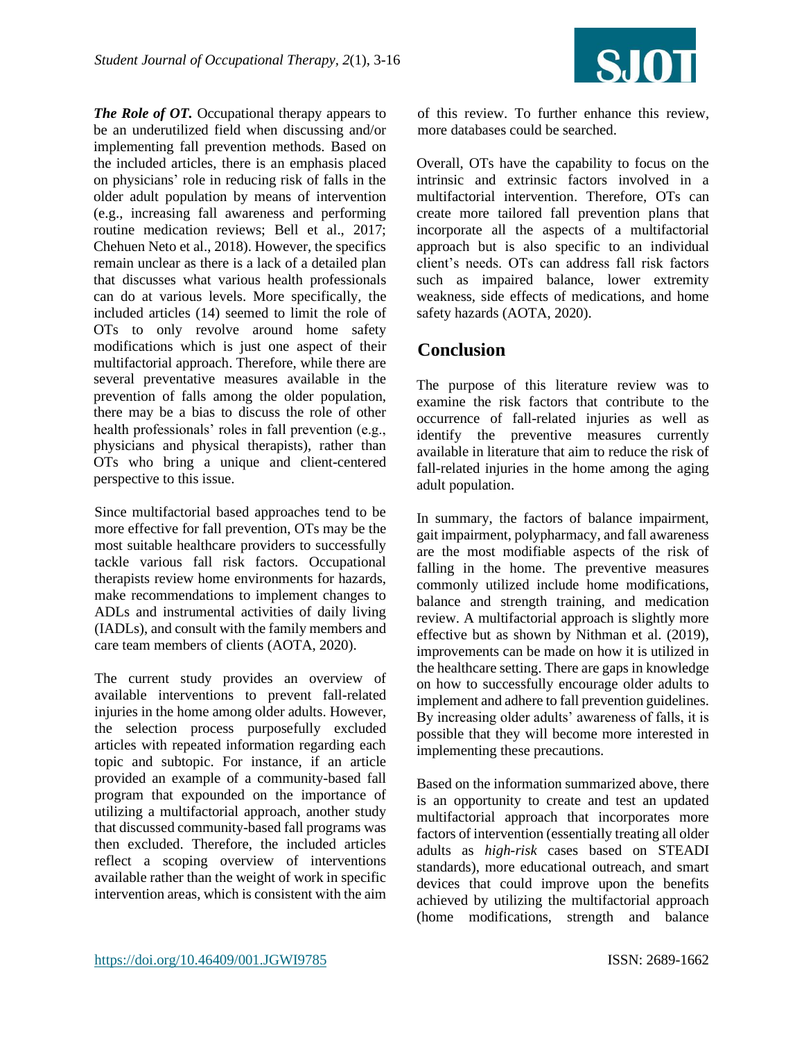***The Role of OT.*** Occupational therapy appears to be an underutilized field when discussing and/or implementing fall prevention methods. Based on the included articles, there is an emphasis placed on physicians' role in reducing risk of falls in the older adult population by means of intervention (e.g., increasing fall awareness and performing routine medication reviews; Bell et al., 2017; Chehuen Neto et al., 2018). However, the specifics remain unclear as there is a lack of a detailed plan that discusses what various health professionals can do at various levels. More specifically, the included articles (14) seemed to limit the role of OTs to only revolve around home safety modifications which is just one aspect of their multifactorial approach. Therefore, while there are several preventative measures available in the prevention of falls among the older population, there may be a bias to discuss the role of other health professionals' roles in fall prevention (e.g., physicians and physical therapists), rather than OTs who bring a unique and client-centered perspective to this issue.

Since multifactorial based approaches tend to be more effective for fall prevention, OTs may be the most suitable healthcare providers to successfully tackle various fall risk factors. Occupational therapists review home environments for hazards, make recommendations to implement changes to ADLs and instrumental activities of daily living (IADLs), and consult with the family members and care team members of clients (AOTA, 2020).

The current study provides an overview of available interventions to prevent fall-related injuries in the home among older adults. However, the selection process purposefully excluded articles with repeated information regarding each topic and subtopic. For instance, if an article provided an example of a community-based fall program that expounded on the importance of utilizing a multifactorial approach, another study that discussed community-based fall programs was then excluded. Therefore, the included articles reflect a scoping overview of interventions available rather than the weight of work in specific intervention areas, which is consistent with the aim of this review. To further enhance this review, more databases could be searched.

Overall, OTs have the capability to focus on the intrinsic and extrinsic factors involved in a multifactorial intervention. Therefore, OTs can create more tailored fall prevention plans that incorporate all the aspects of a multifactorial approach but is also specific to an individual client's needs. OTs can address fall risk factors such as impaired balance, lower extremity weakness, side effects of medications, and home safety hazards (AOTA, 2020).

## Conclusion

The purpose of this literature review was to examine the risk factors that contribute to the occurrence of fall-related injuries as well as identify the preventive measures currently available in literature that aim to reduce the risk of fall-related injuries in the home among the aging adult population.

In summary, the factors of balance impairment, gait impairment, polypharmacy, and fall awareness are the most modifiable aspects of the risk of falling in the home. The preventive measures commonly utilized include home modifications, balance and strength training, and medication review. A multifactorial approach is slightly more effective but as shown by Nithman et al. (2019), improvements can be made on how it is utilized in the healthcare setting. There are gaps in knowledge on how to successfully encourage older adults to implement and adhere to fall prevention guidelines. By increasing older adults' awareness of falls, it is possible that they will become more interested in implementing these precautions.

Based on the information summarized above, there is an opportunity to create and test an updated multifactorial approach that incorporates more factors of intervention (essentially treating all older adults as *high-risk* cases based on STEADI standards), more educational outreach, and smart devices that could improve upon the benefits achieved by utilizing the multifactorial approach (home modifications, strength and balance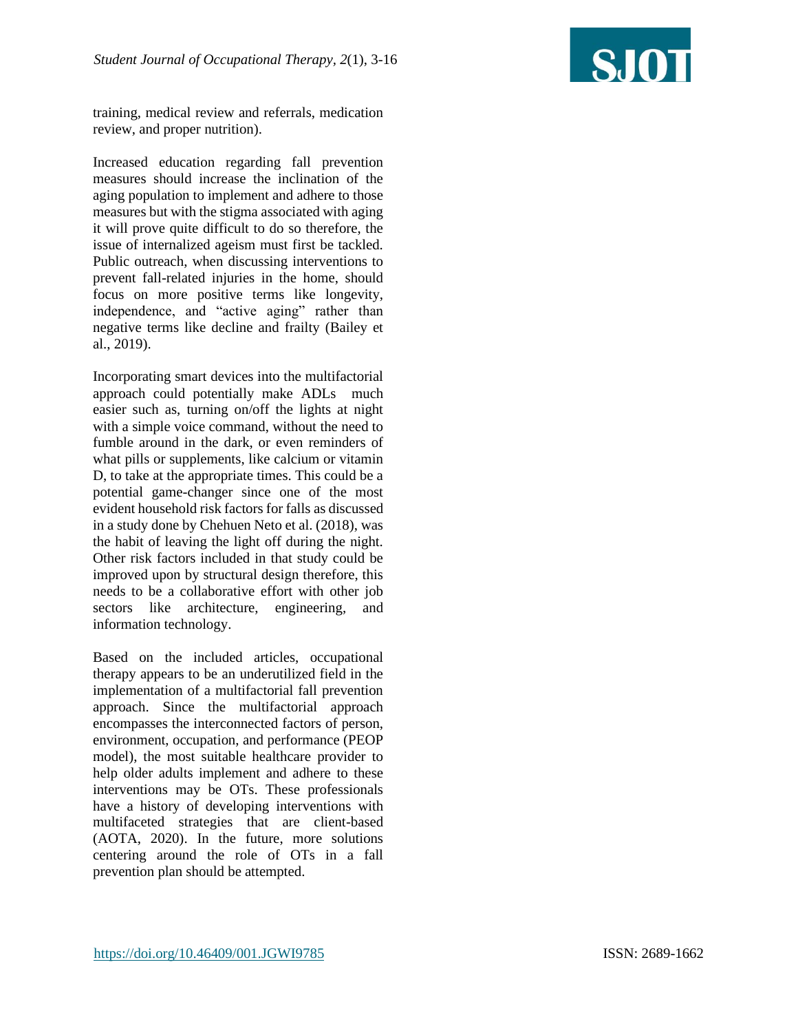training, medical review and referrals, medication review, and proper nutrition).

Increased education regarding fall prevention measures should increase the inclination of the aging population to implement and adhere to those measures but with the stigma associated with aging it will prove quite difficult to do so therefore, the issue of internalized ageism must first be tackled. Public outreach, when discussing interventions to prevent fall-related injuries in the home, should focus on more positive terms like longevity, independence, and "active aging" rather than negative terms like decline and frailty (Bailey et al., 2019).

Incorporating smart devices into the multifactorial approach could potentially make ADLs much easier such as, turning on/off the lights at night with a simple voice command, without the need to fumble around in the dark, or even reminders of what pills or supplements, like calcium or vitamin D, to take at the appropriate times. This could be a potential game-changer since one of the most evident household risk factors for falls as discussed in a study done by Chehuen Neto et al. (2018), was the habit of leaving the light off during the night. Other risk factors included in that study could be improved upon by structural design therefore, this needs to be a collaborative effort with other job sectors like architecture, engineering, and information technology.

Based on the included articles, occupational therapy appears to be an underutilized field in the implementation of a multifactorial fall prevention approach. Since the multifactorial approach encompasses the interconnected factors of person, environment, occupation, and performance (PEOP model), the most suitable healthcare provider to help older adults implement and adhere to these interventions may be OTs. These professionals have a history of developing interventions with multifaceted strategies that are client-based (AOTA, 2020). In the future, more solutions centering around the role of OTs in a fall prevention plan should be attempted.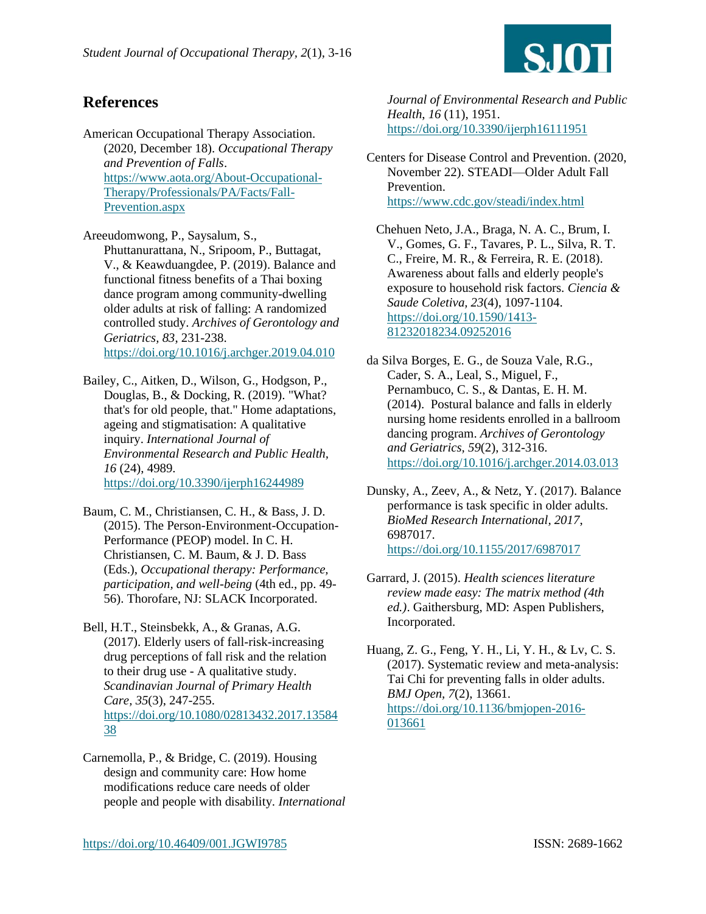## References

American Occupational Therapy Association. (2020, December 18). *Occupational Therapy and Prevention of Falls*. https://www.aota.org/About-Occupational-Therapy/Professionals/PA/Facts/Fall-Prevention.aspx

Areeudomwong, P., Saysalum, S., Phuttanurattana, N., Sripoom, P., Buttagat, V., & Keawduangdee, P. (2019). Balance and functional fitness benefits of a Thai boxing dance program among community-dwelling older adults at risk of falling: A randomized controlled study. *Archives of Gerontology and Geriatrics, 83*, 231-238. https://doi.org/10.1016/j.archger.2019.04.010

Bailey, C., Aitken, D., Wilson, G., Hodgson, P., Douglas, B., & Docking, R. (2019). "What? that's for old people, that." Home adaptations, ageing and stigmatisation: A qualitative inquiry. *International Journal of Environmental Research and Public Health, 16* (24), 4989. https://doi.org/10.3390/ijerph16244989

Baum, C. M., Christiansen, C. H., & Bass, J. D. (2015). The Person-Environment-Occupation-Performance (PEOP) model. In C. H. Christiansen, C. M. Baum, & J. D. Bass (Eds.), *Occupational therapy: Performance, participation, and well-being* (4th ed., pp. 49-56). Thorofare, NJ: SLACK Incorporated.

Bell, H.T., Steinsbekk, A., & Granas, A.G. (2017). Elderly users of fall-risk-increasing drug perceptions of fall risk and the relation to their drug use - A qualitative study. *Scandinavian Journal of Primary Health Care, 35*(3), 247-255. https://doi.org/10.1080/02813432.2017.1358438

Carnemolla, P., & Bridge, C. (2019). Housing design and community care: How home modifications reduce care needs of older people and people with disability. *International Journal of Environmental Research and Public Health, 16* (11), 1951. https://doi.org/10.3390/ijerph16111951

Centers for Disease Control and Prevention. (2020, November 22). STEADI—Older Adult Fall Prevention. https://www.cdc.gov/steadi/index.html

Chehuen Neto, J.A., Braga, N. A. C., Brum, I. V., Gomes, G. F., Tavares, P. L., Silva, R. T. C., Freire, M. R., & Ferreira, R. E. (2018). Awareness about falls and elderly people's exposure to household risk factors. *Ciencia & Saude Coletiva, 23*(4), 1097-1104. https://doi.org/10.1590/1413-81232018234.09252016

da Silva Borges, E. G., de Souza Vale, R.G., Cader, S. A., Leal, S., Miguel, F., Pernambuco, C. S., & Dantas, E. H. M. (2014). Postural balance and falls in elderly nursing home residents enrolled in a ballroom dancing program. *Archives of Gerontology and Geriatrics, 59*(2), 312-316. https://doi.org/10.1016/j.archger.2014.03.013

Dunsky, A., Zeev, A., & Netz, Y. (2017). Balance performance is task specific in older adults. *BioMed Research International, 2017*, 6987017. https://doi.org/10.1155/2017/6987017

Garrard, J. (2015). *Health sciences literature review made easy: The matrix method (4th ed.)*. Gaithersburg, MD: Aspen Publishers, Incorporated.

Huang, Z. G., Feng, Y. H., Li, Y. H., & Lv, C. S. (2017). Systematic review and meta-analysis: Tai Chi for preventing falls in older adults. *BMJ Open, 7*(2), 13661. https://doi.org/10.1136/bmjopen-2016-013661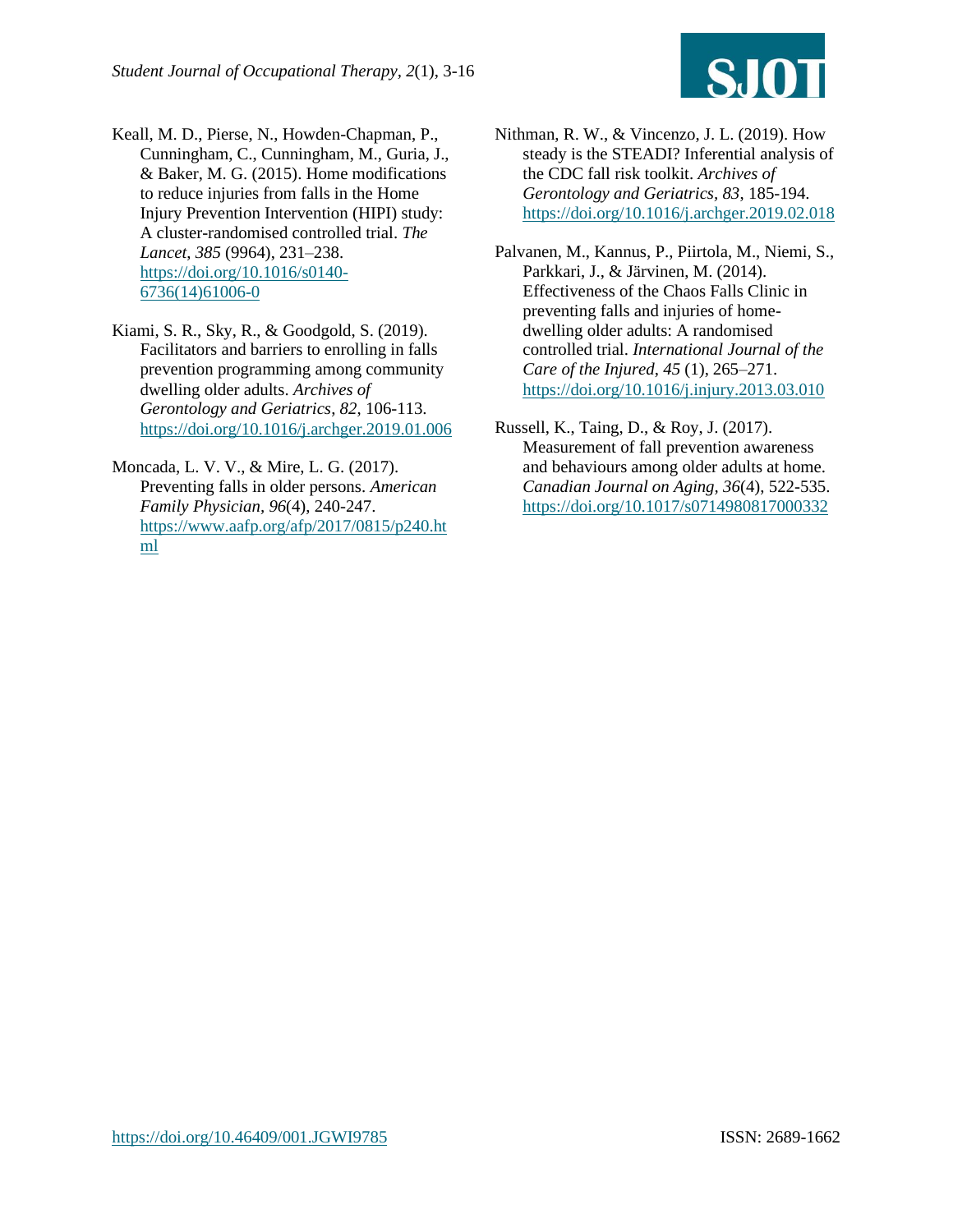Keall, M. D., Pierse, N., Howden-Chapman, P., Cunningham, C., Cunningham, M., Guria, J., & Baker, M. G. (2015). Home modifications to reduce injuries from falls in the Home Injury Prevention Intervention (HIPI) study: A cluster-randomised controlled trial. *The Lancet*, *385* (9964), 231–238. https://doi.org/10.1016/s0140-6736(14)61006-0

Kiami, S. R., Sky, R., & Goodgold, S. (2019). Facilitators and barriers to enrolling in falls prevention programming among community dwelling older adults. *Archives of Gerontology and Geriatrics*, *82*, 106-113. https://doi.org/10.1016/j.archger.2019.01.006

Moncada, L. V. V., & Mire, L. G. (2017). Preventing falls in older persons. *American Family Physician*, *96*(4), 240-247. https://www.aafp.org/afp/2017/0815/p240.html

Nithman, R. W., & Vincenzo, J. L. (2019). How steady is the STEADI? Inferential analysis of the CDC fall risk toolkit. *Archives of Gerontology and Geriatrics*, *83*, 185-194. https://doi.org/10.1016/j.archger.2019.02.018

Palvanen, M., Kannus, P., Piirtola, M., Niemi, S., Parkkari, J., & Järvinen, M. (2014). Effectiveness of the Chaos Falls Clinic in preventing falls and injuries of home-dwelling older adults: A randomised controlled trial. *International Journal of the Care of the Injured*, *45* (1), 265–271. https://doi.org/10.1016/j.injury.2013.03.010

Russell, K., Taing, D., & Roy, J. (2017). Measurement of fall prevention awareness and behaviours among older adults at home. *Canadian Journal on Aging*, *36*(4), 522-535. https://doi.org/10.1017/s0714980817000332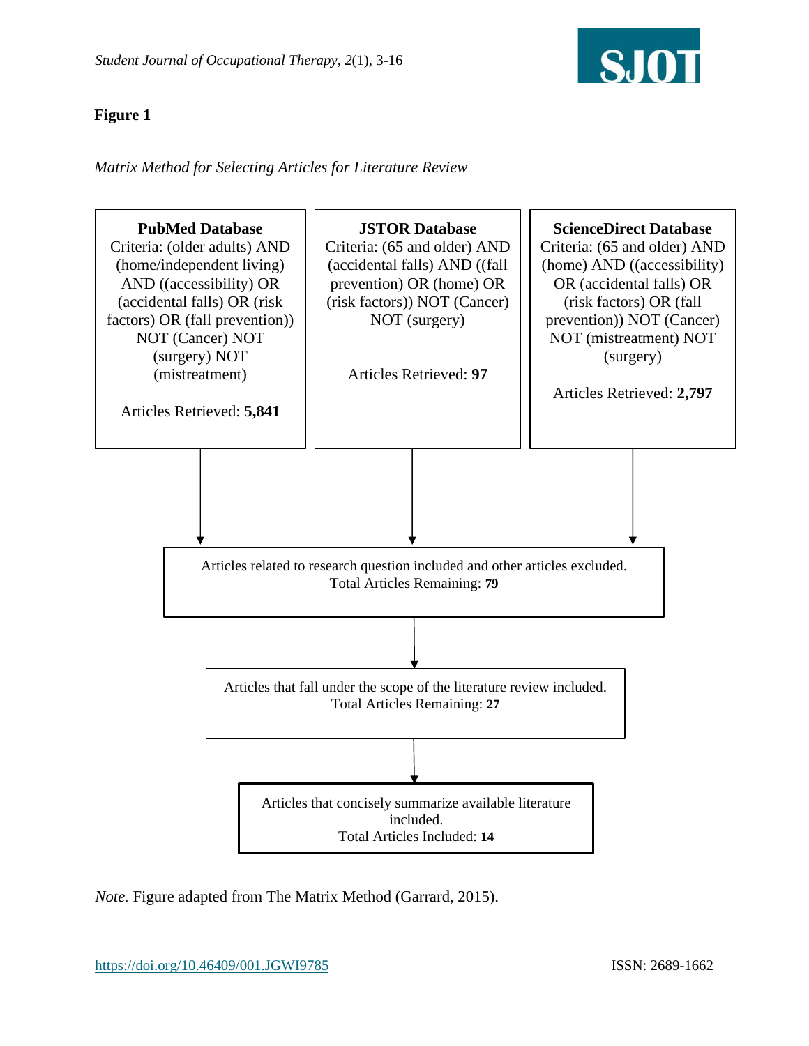**Figure 1**

*Matrix Method for Selecting Articles for Literature Review*

**PubMed Database**
Criteria: (older adults) AND (home/independent living) AND ((accessibility) OR (accidental falls) OR (risk factors) OR (fall prevention)) NOT (Cancer) NOT (surgery) NOT (mistreatment)

Articles Retrieved: **5,841**

**JSTOR Database**
Criteria: (65 and older) AND (accidental falls) AND ((fall prevention) OR (home) OR (risk factors)) NOT (Cancer) NOT (surgery)

Articles Retrieved: **97**

**ScienceDirect Database**
Criteria: (65 and older) AND (home) AND ((accessibility) OR (accidental falls) OR (risk factors) OR (fall prevention)) NOT (Cancer) NOT (mistreatment) NOT (surgery)

Articles Retrieved: **2,797**

↓

Articles related to research question included and other articles excluded.
Total Articles Remaining: **79**

↓

Articles that fall under the scope of the literature review included.
Total Articles Remaining: **27**

↓

Articles that concisely summarize available literature included.
Total Articles Included: **14**

*Note.* Figure adapted from The Matrix Method (Garrard, 2015).

https://doi.org/10.46409/001.JGWI9785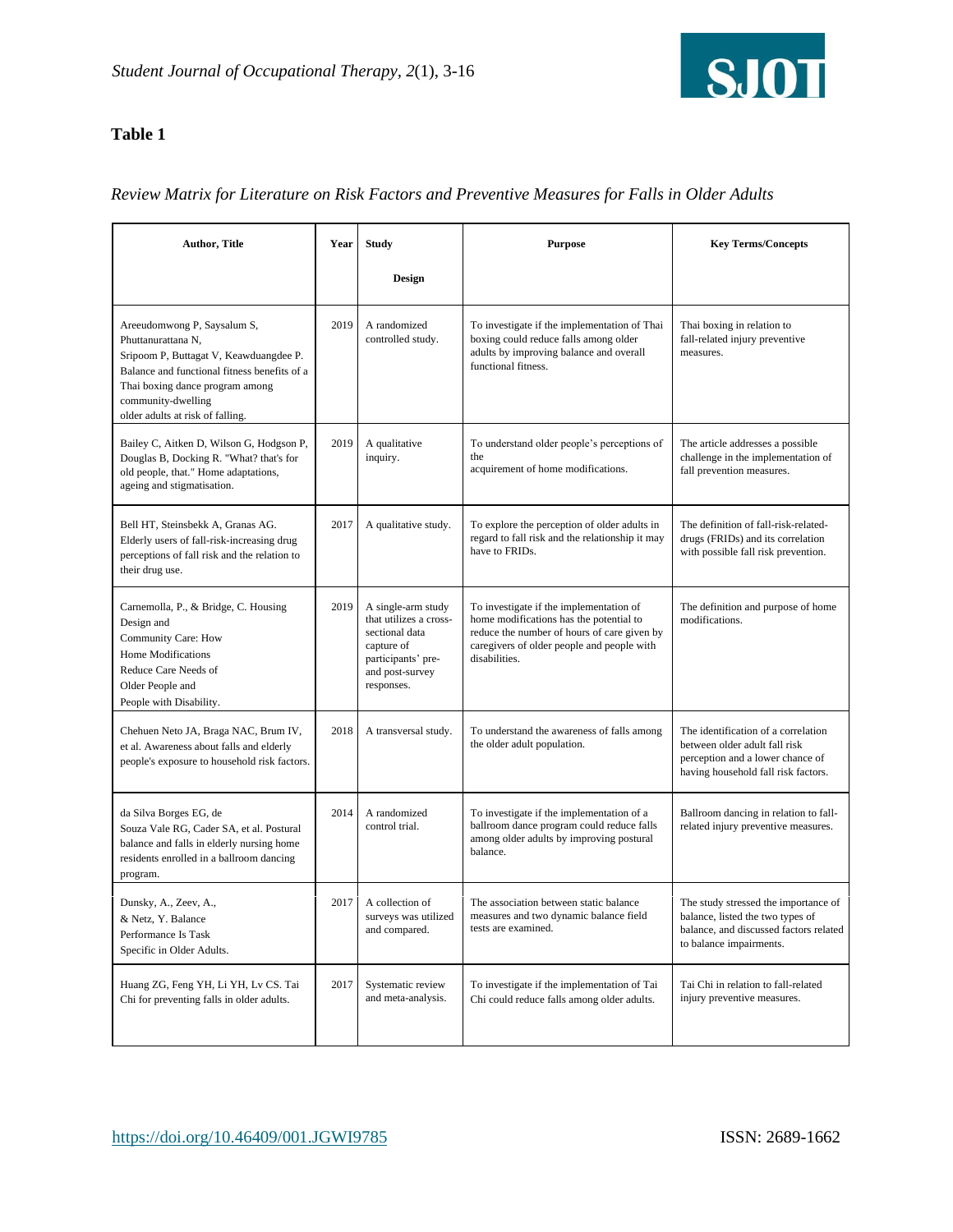**Table 1**

*Review Matrix for Literature on Risk Factors and Preventive Measures for Falls in Older Adults*

| Author, Title | Year | Study Design | Purpose | Key Terms/Concepts |
|---|---|---|---|---|
| Areeudomwong P, Saysalum S, Phuttanurattana N, Sripoom P, Buttagat V, Keawduangdee P. Balance and functional fitness benefits of a Thai boxing dance program among community-dwelling older adults at risk of falling. | 2019 | A randomized controlled study. | To investigate if the implementation of Thai boxing could reduce falls among older adults by improving balance and overall functional fitness. | Thai boxing in relation to fall-related injury preventive measures. |
| Bailey C, Aitken D, Wilson G, Hodgson P, Douglas B, Docking R. "What? that's for old people, that." Home adaptations, ageing and stigmatisation. | 2019 | A qualitative inquiry. | To understand older people's perceptions of the acquirement of home modifications. | The article addresses a possible challenge in the implementation of fall prevention measures. |
| Bell HT, Steinsbekk A, Granas AG. Elderly users of fall-risk-increasing drug perceptions of fall risk and the relation to their drug use. | 2017 | A qualitative study. | To explore the perception of older adults in regard to fall risk and the relationship it may have to FRIDs. | The definition of fall-risk-related-drugs (FRIDs) and its correlation with possible fall risk prevention. |
| Carnemolla, P., & Bridge, C. Housing Design and Community Care: How Home Modifications Reduce Care Needs of Older People and People with Disability. | 2019 | A single-arm study that utilizes a cross-sectional data capture of participants' pre- and post-survey responses. | To investigate if the implementation of home modifications has the potential to reduce the number of hours of care given by caregivers of older people and people with disabilities. | The definition and purpose of home modifications. |
| Chehuen Neto JA, Braga NAC, Brum IV, et al. Awareness about falls and elderly people's exposure to household risk factors. | 2018 | A transversal study. | To understand the awareness of falls among the older adult population. | The identification of a correlation between older adult fall risk perception and a lower chance of having household fall risk factors. |
| da Silva Borges EG, de Souza Vale RG, Cader SA, et al. Postural balance and falls in elderly nursing home residents enrolled in a ballroom dancing program. | 2014 | A randomized control trial. | To investigate if the implementation of a ballroom dance program could reduce falls among older adults by improving postural balance. | Ballroom dancing in relation to fall-related injury preventive measures. |
| Dunsky, A., Zeev, A., & Netz, Y. Balance Performance Is Task Specific in Older Adults. | 2017 | A collection of surveys was utilized and compared. | The association between static balance measures and two dynamic balance field tests are examined. | The study stressed the importance of balance, listed the two types of balance, and discussed factors related to balance impairments. |
| Huang ZG, Feng YH, Li YH, Lv CS. Tai Chi for preventing falls in older adults. | 2017 | Systematic review and meta-analysis. | To investigate if the implementation of Tai Chi could reduce falls among older adults. | Tai Chi in relation to fall-related injury preventive measures. |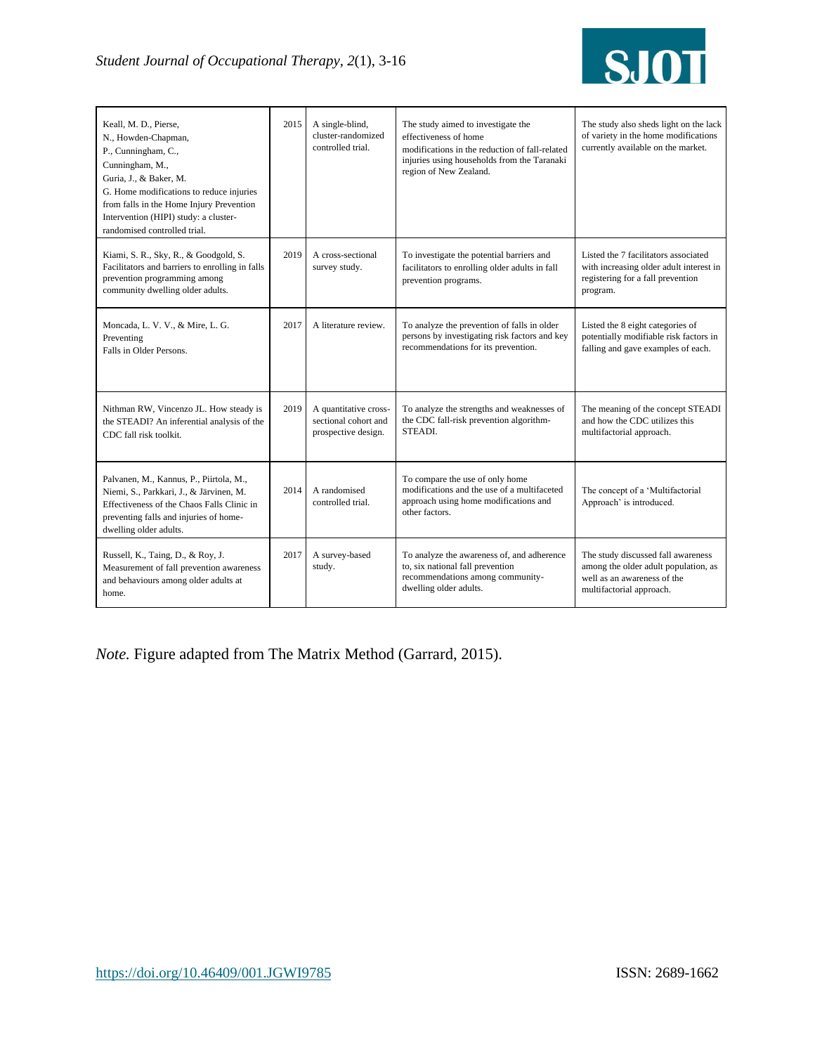| | | | | |
|---|---|---|---|---|
| Keall, M. D., Pierse, N., Howden-Chapman, P., Cunningham, C., Cunningham, M., Guria, J., & Baker, M. G. Home modifications to reduce injuries from falls in the Home Injury Prevention Intervention (HIPI) study: a cluster-randomised controlled trial. | 2015 | A single-blind, cluster-randomized controlled trial. | The study aimed to investigate the effectiveness of home modifications in the reduction of fall-related injuries using households from the Taranaki region of New Zealand. | The study also sheds light on the lack of variety in the home modifications currently available on the market. |
| Kiami, S. R., Sky, R., & Goodgold, S. Facilitators and barriers to enrolling in falls prevention programming among community dwelling older adults. | 2019 | A cross-sectional survey study. | To investigate the potential barriers and facilitators to enrolling older adults in fall prevention programs. | Listed the 7 facilitators associated with increasing older adult interest in registering for a fall prevention program. |
| Moncada, L. V. V., & Mire, L. G. Preventing Falls in Older Persons. | 2017 | A literature review. | To analyze the prevention of falls in older persons by investigating risk factors and key recommendations for its prevention. | Listed the 8 eight categories of potentially modifiable risk factors in falling and gave examples of each. |
| Nithman RW, Vincenzo JL. How steady is the STEADI? An inferential analysis of the CDC fall risk toolkit. | 2019 | A quantitative cross-sectional cohort and prospective design. | To analyze the strengths and weaknesses of the CDC fall-risk prevention algorithm-STEADI. | The meaning of the concept STEADI and how the CDC utilizes this multifactorial approach. |
| Palvanen, M., Kannus, P., Piirtola, M., Niemi, S., Parkkari, J., & Järvinen, M. Effectiveness of the Chaos Falls Clinic in preventing falls and injuries of home-dwelling older adults. | 2014 | A randomised controlled trial. | To compare the use of only home modifications and the use of a multifaceted approach using home modifications and other factors. | The concept of a 'Multifactorial Approach' is introduced. |
| Russell, K., Taing, D., & Roy, J. Measurement of fall prevention awareness and behaviours among older adults at home. | 2017 | A survey-based study. | To analyze the awareness of, and adherence to, six national fall prevention recommendations among community-dwelling older adults. | The study discussed fall awareness among the older adult population, as well as an awareness of the multifactorial approach. |

*Note.* Figure adapted from The Matrix Method (Garrard, 2015).